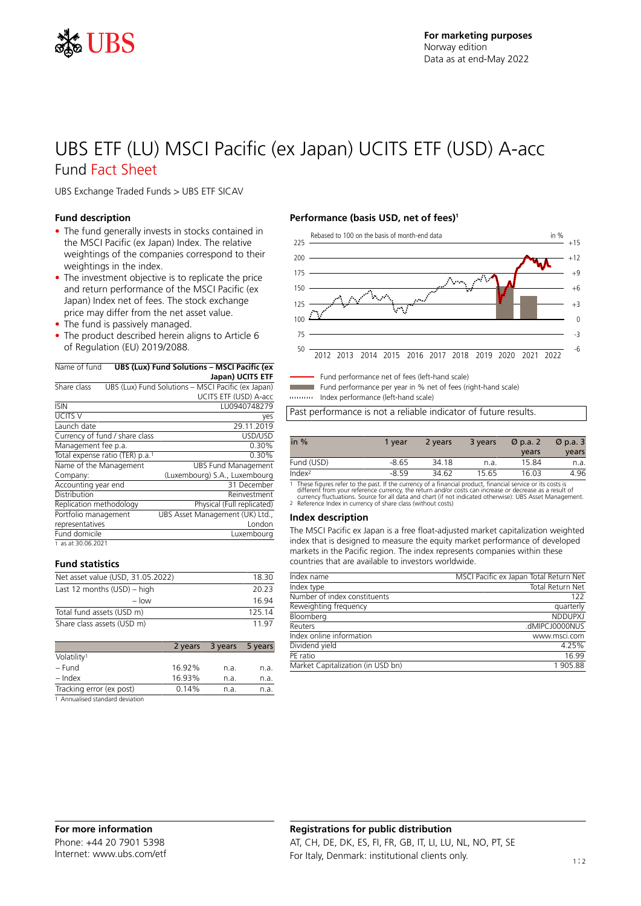For marketing purposes
Norway edition
Data as at end-May 2022

# UBS ETF (LU) MSCI Pacific (ex Japan) UCITS ETF (USD) A-acc

## Fund Fact Sheet

UBS Exchange Traded Funds > UBS ETF SICAV

### Fund description

- The fund generally invests in stocks contained in the MSCI Pacific (ex Japan) Index. The relative weightings of the companies correspond to their weightings in the index.
- The investment objective is to replicate the price and return performance of the MSCI Pacific (ex Japan) Index net of fees. The stock exchange price may differ from the net asset value.
- The fund is passively managed.
- The product described herein aligns to Article 6 of Regulation (EU) 2019/2088.

| Name of fund | **UBS (Lux) Fund Solutions – MSCI Pacific (ex Japan) UCITS ETF** |
|---|---|
| Share class | UBS (Lux) Fund Solutions – MSCI Pacific (ex Japan) UCITS ETF (USD) A-acc |
| ISIN | LU0940748279 |
| UCITS V | yes |
| Launch date | 29.11.2019 |
| Currency of fund / share class | USD/USD |
| Management fee p.a. | 0.30% |
| Total expense ratio (TER) p.a.[1] | 0.30% |
| Name of the Management Company: | UBS Fund Management (Luxembourg) S.A., Luxembourg |
| Accounting year end | 31 December |
| Distribution | Reinvestment |
| Replication methodology | Physical (Full replicated) |
| Portfolio management representatives | UBS Asset Management (UK) Ltd., London |
| Fund domicile | Luxembourg |

1 as at 30.06.2021

### Fund statistics

| Net asset value (USD, 31.05.2022) | 18.30 |
|---|---|
| Last 12 months (USD) – high | 20.23 |
| – low | 16.94 |
| Total fund assets (USD m) | 125.14 |
| Share class assets (USD m) | 11.97 |

| | 2 years | 3 years | 5 years |
|---|---|---|---|
| Volatility[1] | | | |
| – Fund | 16.92% | n.a. | n.a. |
| – Index | 16.93% | n.a. | n.a. |
| Tracking error (ex post) | 0.14% | n.a. | n.a. |

1 Annualised standard deviation

### Performance (basis USD, net of fees)[1]

Rebased to 100 on the basis of month-end data

- Fund performance net of fees (left-hand scale)
- Fund performance per year in % net of fees (right-hand scale)
- Index performance (left-hand scale)

Past performance is not a reliable indicator of future results.

| in % | 1 year | 2 years | 3 years | Ø p.a. 2 years | Ø p.a. 3 years |
|---|---|---|---|---|---|
| Fund (USD) | -8.65 | 34.18 | n.a. | 15.84 | n.a. |
| Index[2] | -8.59 | 34.62 | 15.65 | 16.03 | 4.96 |

1 These figures refer to the past. If the currency of a financial product, financial service or its costs is different from your reference currency, the return and/or costs can increase or decrease as a result of currency fluctuations. Source for all data and chart (if not indicated otherwise): UBS Asset Management.
2 Reference Index in currency of share class (without costs)

### Index description

The MSCI Pacific ex Japan is a free float-adjusted market capitalization weighted index that is designed to measure the equity market performance of developed markets in the Pacific region. The index represents companies within these countries that are available to investors worldwide.

| Index name | MSCI Pacific ex Japan Total Return Net |
|---|---|
| Index type | Total Return Net |
| Number of index constituents | 122 |
| Reweighting frequency | quarterly |
| Bloomberg | NDDUPXJ |
| Reuters | .dMIPCJ0000NUS |
| Index online information | www.msci.com |
| Dividend yield | 4.25% |
| PE ratio | 16.99 |
| Market Capitalization (in USD bn) | 1 905.88 |

### For more information

Phone: +44 20 7901 5398
Internet: www.ubs.com/etf

### Registrations for public distribution

AT, CH, DE, DK, ES, FI, FR, GB, IT, LI, LU, NL, NO, PT, SE
For Italy, Denmark: institutional clients only.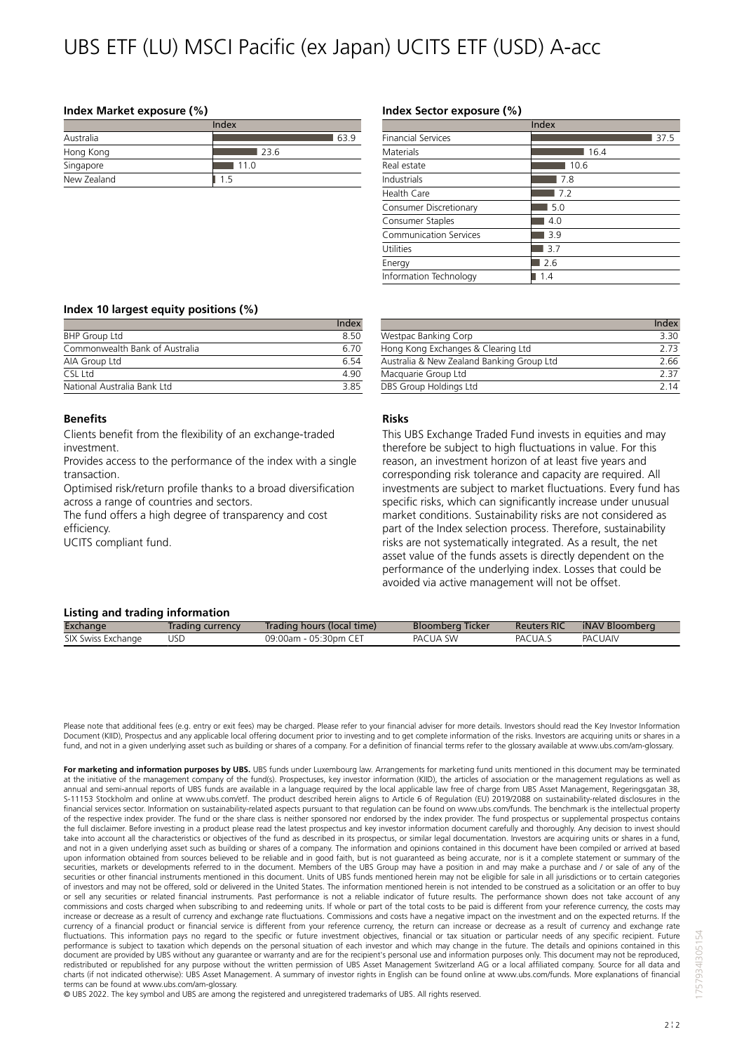# UBS ETF (LU) MSCI Pacific (ex Japan) UCITS ETF (USD) A-acc

### Index Market exposure (%)

| | Index |
|---|---|
| Australia | 63.9 |
| Hong Kong | 23.6 |
| Singapore | 11.0 |
| New Zealand | 1.5 |

### Index Sector exposure (%)

| | Index |
|---|---|
| Financial Services | 37.5 |
| Materials | 16.4 |
| Real estate | 10.6 |
| Industrials | 7.8 |
| Health Care | 7.2 |
| Consumer Discretionary | 5.0 |
| Consumer Staples | 4.0 |
| Communication Services | 3.9 |
| Utilities | 3.7 |
| Energy | 2.6 |
| Information Technology | 1.4 |

### Index 10 largest equity positions (%)

| | Index |
|---|---|
| BHP Group Ltd | 8.50 |
| Commonwealth Bank of Australia | 6.70 |
| AIA Group Ltd | 6.54 |
| CSL Ltd | 4.90 |
| National Australia Bank Ltd | 3.85 |
| Westpac Banking Corp | 3.30 |
| Hong Kong Exchanges & Clearing Ltd | 2.73 |
| Australia & New Zealand Banking Group Ltd | 2.66 |
| Macquarie Group Ltd | 2.37 |
| DBS Group Holdings Ltd | 2.14 |

### Benefits

Clients benefit from the flexibility of an exchange-traded investment.

Provides access to the performance of the index with a single transaction.

Optimised risk/return profile thanks to a broad diversification across a range of countries and sectors.

The fund offers a high degree of transparency and cost efficiency.

UCITS compliant fund.

### Risks

This UBS Exchange Traded Fund invests in equities and may therefore be subject to high fluctuations in value. For this reason, an investment horizon of at least five years and corresponding risk tolerance and capacity are required. All investments are subject to market fluctuations. Every fund has specific risks, which can significantly increase under unusual market conditions. Sustainability risks are not considered as part of the Index selection process. Therefore, sustainability risks are not systematically integrated. As a result, the net asset value of the funds assets is directly dependent on the performance of the underlying index. Losses that could be avoided via active management will not be offset.

### Listing and trading information

| Exchange | Trading currency | Trading hours (local time) | Bloomberg Ticker | Reuters RIC | iNAV Bloomberg |
|---|---|---|---|---|---|
| SIX Swiss Exchange | USD | 09:00am - 05:30pm CET | PACUA SW | PACUA.S | PACUAIV |

Please note that additional fees (e.g. entry or exit fees) may be charged. Please refer to your financial adviser for more details. Investors should read the Key Investor Information Document (KIID), Prospectus and any applicable local offering document prior to investing and to get complete information of the risks. Investors are acquiring units or shares in a fund, and not in a given underlying asset such as building or shares of a company. For a definition of financial terms refer to the glossary available at www.ubs.com/am-glossary.

**For marketing and information purposes by UBS.** UBS funds under Luxembourg law. Arrangements for marketing fund units mentioned in this document may be terminated at the initiative of the management company of the fund(s). Prospectuses, key investor information (KIID), the articles of association or the management regulations as well as annual and semi-annual reports of UBS funds are available in a language required by the local applicable law free of charge from UBS Asset Management, Regeringsgatan 38, S-11153 Stockholm and online at www.ubs.com/etf. The product described herein aligns to Article 6 of Regulation (EU) 2019/2088 on sustainability-related disclosures in the financial services sector. Information on sustainability-related aspects pursuant to that regulation can be found on www.ubs.com/funds. The benchmark is the intellectual property of the respective index provider. The fund or the share class is neither sponsored nor endorsed by the index provider. The fund prospectus or supplemental prospectus contains the full disclaimer. Before investing in a product please read the latest prospectus and key investor information document carefully and thoroughly. Any decision to invest should take into account all the characteristics or objectives of the fund as described in its prospectus, or similar legal documentation. Investors are acquiring units or shares in a fund, and not in a given underlying asset such as building or shares of a company. The information and opinions contained in this document have been compiled or arrived at based upon information obtained from sources believed to be reliable and in good faith, but is not guaranteed as being accurate, nor is it a complete statement or summary of the securities, markets or developments referred to in the document. Members of the UBS Group may have a position in and may make a purchase and / or sale of any of the securities or other financial instruments mentioned in this document. Units of UBS funds mentioned herein may not be eligible for sale in all jurisdictions or to certain categories of investors and may not be offered, sold or delivered in the United States. The information mentioned herein is not intended to be construed as a solicitation or an offer to buy or sell any securities or related financial instruments. Past performance is not a reliable indicator of future results. The performance shown does not take account of any commissions and costs charged when subscribing to and redeeming units. If whole or part of the total costs to be paid is different from your reference currency, the costs may increase or decrease as a result of currency and exchange rate fluctuations. Commissions and costs have a negative impact on the investment and on the expected returns. If the currency of a financial product or financial service is different from your reference currency, the return can increase or decrease as a result of currency and exchange rate fluctuations. This information pays no regard to the specific or future investment objectives, financial or tax situation or particular needs of any specific recipient. Future performance is subject to taxation which depends on the personal situation of each investor and which may change in the future. The details and opinions contained in this document are provided by UBS without any guarantee or warranty and are for the recipient's personal use and information purposes only. This document may not be reproduced, redistributed or republished for any purpose without the written permission of UBS Asset Management Switzerland AG or a local affiliated company. Source for all data and charts (if not indicated otherwise): UBS Asset Management. A summary of investor rights in English can be found online at www.ubs.com/funds. More explanations of financial terms can be found at www.ubs.com/am-glossary.

© UBS 2022. The key symbol and UBS are among the registered and unregistered trademarks of UBS. All rights reserved.